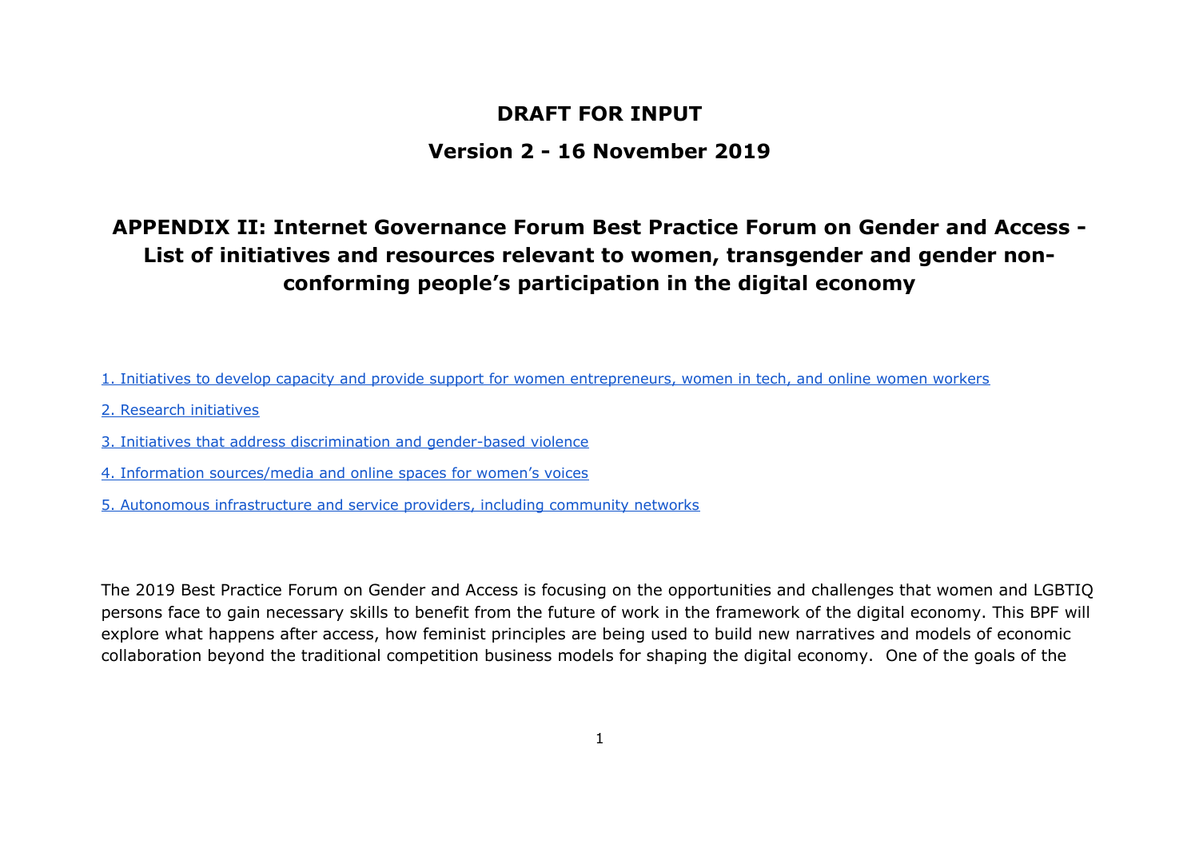**DRAFT FOR INPUT**

**Version 2 - 16 November 2019**

# APPENDIX II: Internet Governance Forum Best Practice Forum on Gender and Access - List of initiatives and resources relevant to women, transgender and gender non-conforming people's participation in the digital economy

[1. Initiatives to develop capacity and provide support for women entrepreneurs, women in tech, and online women workers]

[2. Research initiatives]

[3. Initiatives that address discrimination and gender-based violence]

[4. Information sources/media and online spaces for women's voices]

[5. Autonomous infrastructure and service providers, including community networks]

The 2019 Best Practice Forum on Gender and Access is focusing on the opportunities and challenges that women and LGBTIQ persons face to gain necessary skills to benefit from the future of work in the framework of the digital economy. This BPF will explore what happens after access, how feminist principles are being used to build new narratives and models of economic collaboration beyond the traditional competition business models for shaping the digital economy. One of the goals of the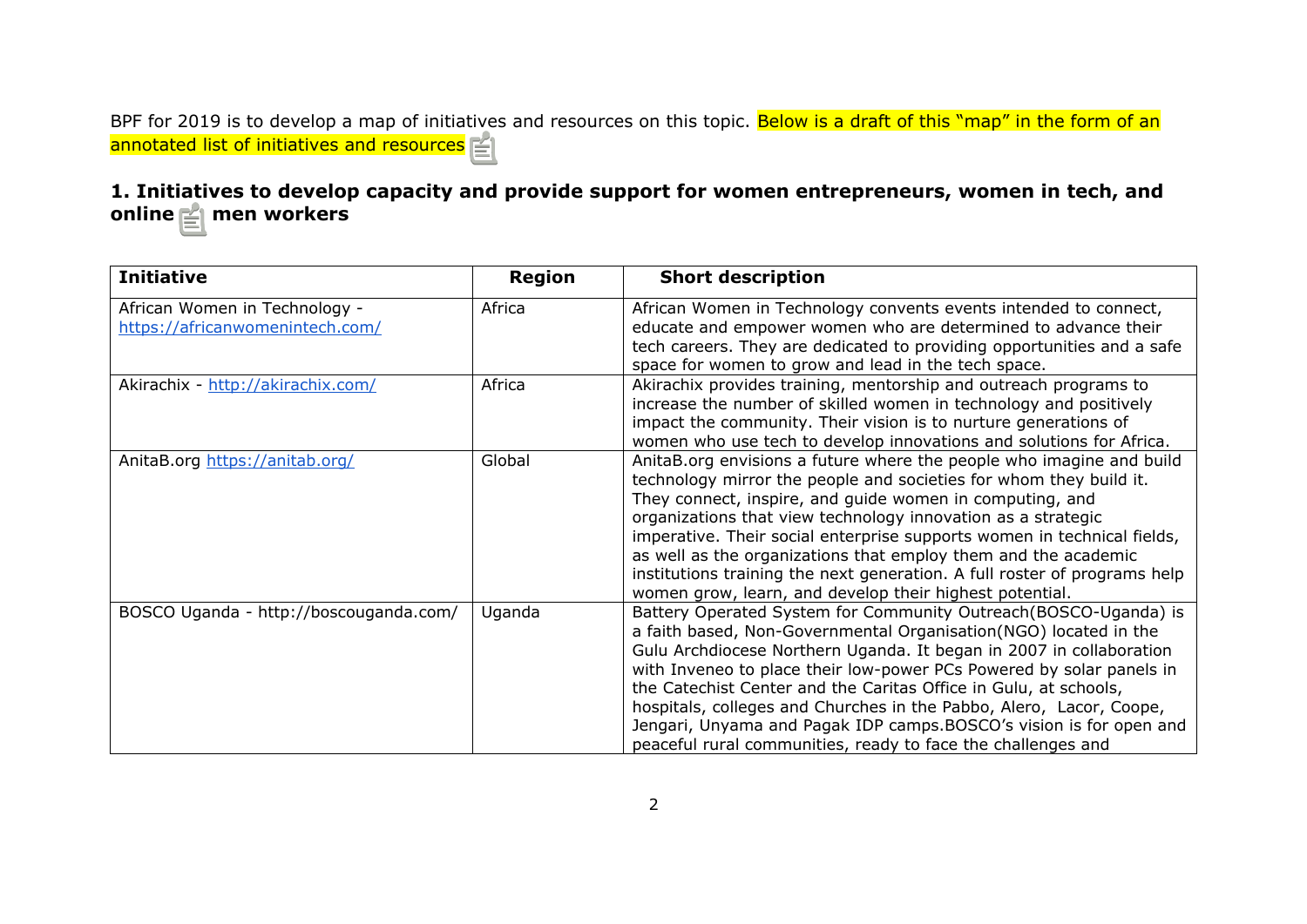BPF for 2019 is to develop a map of initiatives and resources on this topic. Below is a draft of this "map" in the form of an annotated list of initiatives and resources

## 1. Initiatives to develop capacity and provide support for women entrepreneurs, women in tech, and online men workers

| Initiative | Region | Short description |
|---|---|---|
| African Women in Technology - https://africanwomenintech.com/ | Africa | African Women in Technology convents events intended to connect, educate and empower women who are determined to advance their tech careers. They are dedicated to providing opportunities and a safe space for women to grow and lead in the tech space. |
| Akirachix - http://akirachix.com/ | Africa | Akirachix provides training, mentorship and outreach programs to increase the number of skilled women in technology and positively impact the community. Their vision is to nurture generations of women who use tech to develop innovations and solutions for Africa. |
| AnitaB.org https://anitab.org/ | Global | AnitaB.org envisions a future where the people who imagine and build technology mirror the people and societies for whom they build it. They connect, inspire, and guide women in computing, and organizations that view technology innovation as a strategic imperative. Their social enterprise supports women in technical fields, as well as the organizations that employ them and the academic institutions training the next generation. A full roster of programs help women grow, learn, and develop their highest potential. |
| BOSCO Uganda - http://boscouganda.com/ | Uganda | Battery Operated System for Community Outreach(BOSCO-Uganda) is a faith based, Non-Governmental Organisation(NGO) located in the Gulu Archdiocese Northern Uganda. It began in 2007 in collaboration with Inveneo to place their low-power PCs Powered by solar panels in the Catechist Center and the Caritas Office in Gulu, at schools, hospitals, colleges and Churches in the Pabbo, Alero, Lacor, Coope, Jengari, Unyama and Pagak IDP camps.BOSCO's vision is for open and peaceful rural communities, ready to face the challenges and |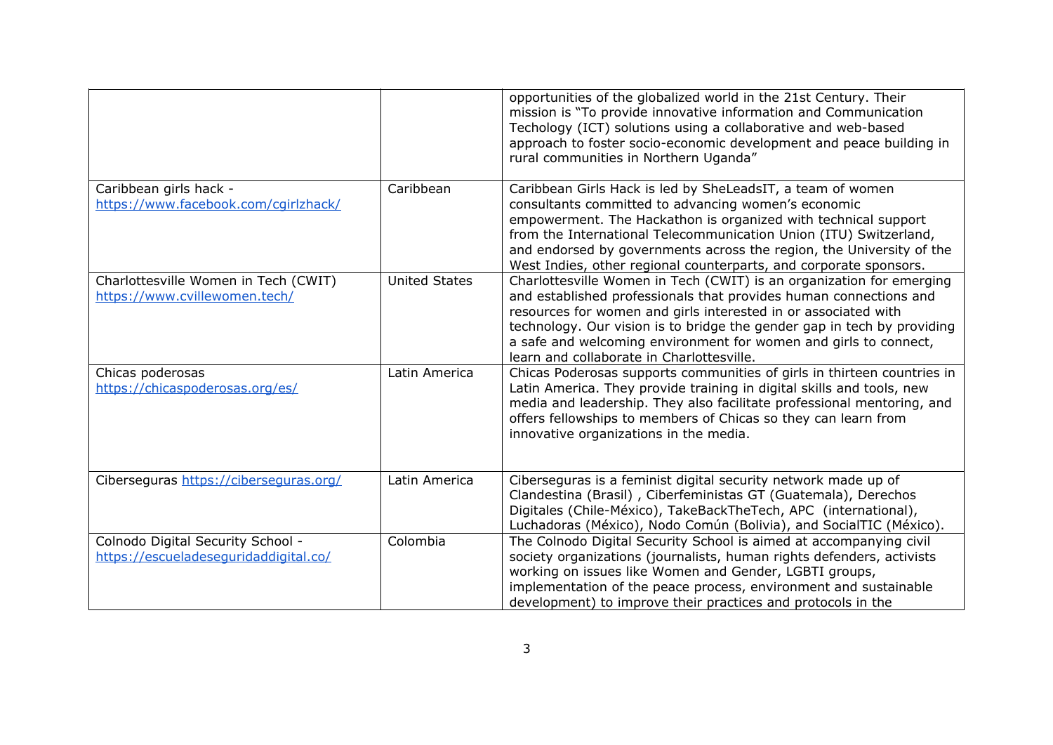| | | |
|---|---|---|
| | | opportunities of the globalized world in the 21st Century. Their mission is "To provide innovative information and Communication Techology (ICT) solutions using a collaborative and web-based approach to foster socio-economic development and peace building in rural communities in Northern Uganda" |
| Caribbean girls hack - https://www.facebook.com/cgirlzhack/ | Caribbean | Caribbean Girls Hack is led by SheLeadsIT, a team of women consultants committed to advancing women's economic empowerment. The Hackathon is organized with technical support from the International Telecommunication Union (ITU) Switzerland, and endorsed by governments across the region, the University of the West Indies, other regional counterparts, and corporate sponsors. |
| Charlottesville Women in Tech (CWIT) https://www.cvillewomen.tech/ | United States | Charlottesville Women in Tech (CWIT) is an organization for emerging and established professionals that provides human connections and resources for women and girls interested in or associated with technology. Our vision is to bridge the gender gap in tech by providing a safe and welcoming environment for women and girls to connect, learn and collaborate in Charlottesville. |
| Chicas poderosas https://chicaspoderosas.org/es/ | Latin America | Chicas Poderosas supports communities of girls in thirteen countries in Latin America. They provide training in digital skills and tools, new media and leadership. They also facilitate professional mentoring, and offers fellowships to members of Chicas so they can learn from innovative organizations in the media. |
| Ciberseguras https://ciberseguras.org/ | Latin America | Ciberseguras is a feminist digital security network made up of Clandestina (Brasil) , Ciberfeministas GT (Guatemala), Derechos Digitales (Chile-México), TakeBackTheTech, APC (international), Luchadoras (México), Nodo Común (Bolivia), and SocialTIC (México). |
| Colnodo Digital Security School - https://escueladeseguridaddigital.co/ | Colombia | The Colnodo Digital Security School is aimed at accompanying civil society organizations (journalists, human rights defenders, activists working on issues like Women and Gender, LGBTI groups, implementation of the peace process, environment and sustainable development) to improve their practices and protocols in the |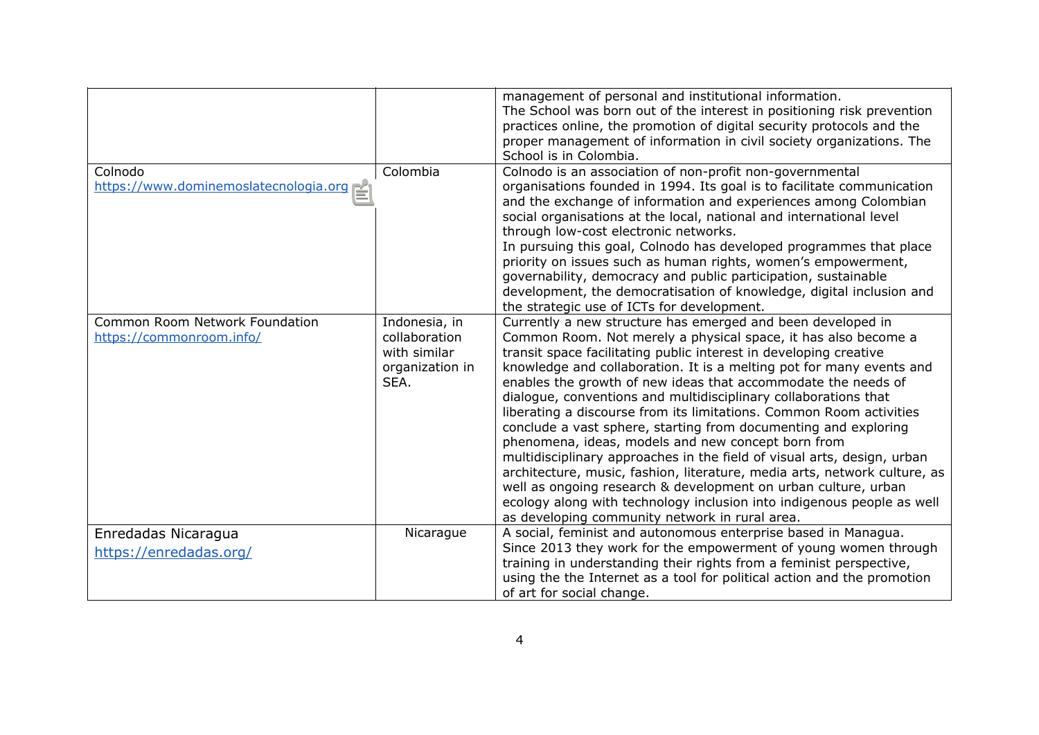| | | |
|---|---|---|
| | | management of personal and institutional information.<br>The School was born out of the interest in positioning risk prevention practices online, the promotion of digital security protocols and the proper management of information in civil society organizations. The School is in Colombia. |
| Colnodo<br>https://www.dominemoslatecnologia.org | Colombia | Colnodo is an association of non-profit non-governmental organisations founded in 1994. Its goal is to facilitate communication and the exchange of information and experiences among Colombian social organisations at the local, national and international level through low-cost electronic networks.<br>In pursuing this goal, Colnodo has developed programmes that place priority on issues such as human rights, women's empowerment, governability, democracy and public participation, sustainable development, the democratisation of knowledge, digital inclusion and the strategic use of ICTs for development. |
| Common Room Network Foundation<br>https://commonroom.info/ | Indonesia, in collaboration with similar organization in SEA. | Currently a new structure has emerged and been developed in Common Room. Not merely a physical space, it has also become a transit space facilitating public interest in developing creative knowledge and collaboration. It is a melting pot for many events and enables the growth of new ideas that accommodate the needs of dialogue, conventions and multidisciplinary collaborations that liberating a discourse from its limitations. Common Room activities conclude a vast sphere, starting from documenting and exploring phenomena, ideas, models and new concept born from multidisciplinary approaches in the field of visual arts, design, urban architecture, music, fashion, literature, media arts, network culture, as well as ongoing research & development on urban culture, urban ecology along with technology inclusion into indigenous people as well as developing community network in rural area. |
| Enredadas Nicaragua<br>https://enredadas.org/ | Nicarague | A social, feminist and autonomous enterprise based in Managua. Since 2013 they work for the empowerment of young women through training in understanding their rights from a feminist perspective, using the the Internet as a tool for political action and the promotion of art for social change. |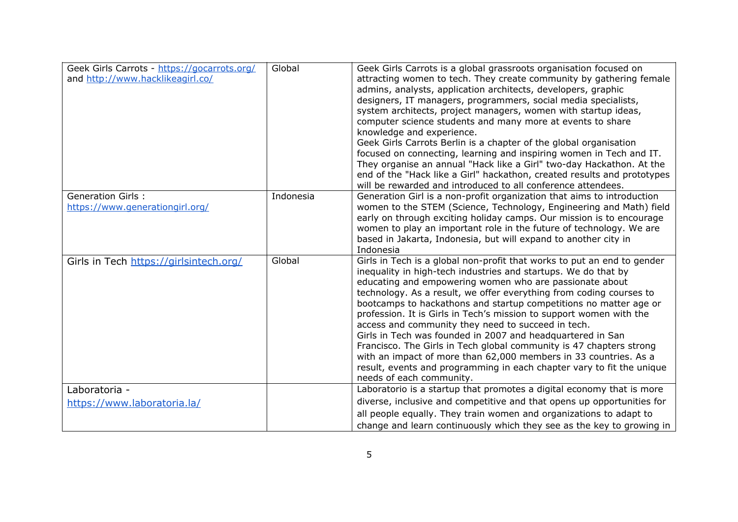| | | |
|---|---|---|
| Geek Girls Carrots - https://gocarrots.org/ and http://www.hacklikeagirl.co/ | Global | Geek Girls Carrots is a global grassroots organisation focused on attracting women to tech. They create community by gathering female admins, analysts, application architects, developers, graphic designers, IT managers, programmers, social media specialists, system architects, project managers, women with startup ideas, computer science students and many more at events to share knowledge and experience.<br>Geek Girls Carrots Berlin is a chapter of the global organisation focused on connecting, learning and inspiring women in Tech and IT. They organise an annual "Hack like a Girl" two-day Hackathon. At the end of the "Hack like a Girl" hackathon, created results and prototypes will be rewarded and introduced to all conference attendees. |
| Generation Girls : https://www.generationgirl.org/ | Indonesia | Generation Girl is a non-profit organization that aims to introduction women to the STEM (Science, Technology, Engineering and Math) field early on through exciting holiday camps. Our mission is to encourage women to play an important role in the future of technology. We are based in Jakarta, Indonesia, but will expand to another city in Indonesia |
| Girls in Tech https://girlsintech.org/ | Global | Girls in Tech is a global non-profit that works to put an end to gender inequality in high-tech industries and startups. We do that by educating and empowering women who are passionate about technology. As a result, we offer everything from coding courses to bootcamps to hackathons and startup competitions no matter age or profession. It is Girls in Tech's mission to support women with the access and community they need to succeed in tech.<br>Girls in Tech was founded in 2007 and headquartered in San Francisco. The Girls in Tech global community is 47 chapters strong with an impact of more than 62,000 members in 33 countries. As a result, events and programming in each chapter vary to fit the unique needs of each community. |
| Laboratoria - https://www.laboratoria.la/ | | Laboratorio is a startup that promotes a digital economy that is more diverse, inclusive and competitive and that opens up opportunities for all people equally. They train women and organizations to adapt to change and learn continuously which they see as the key to growing in |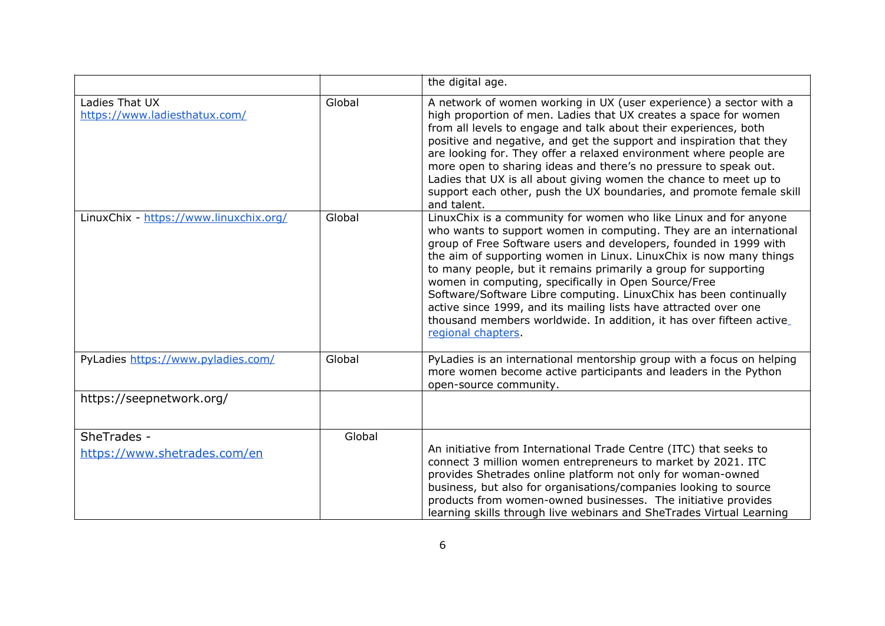| | | |
|---|---|---|
| | | the digital age. |
| Ladies That UX https://www.ladiesthatux.com/ | Global | A network of women working in UX (user experience) a sector with a high proportion of men. Ladies that UX creates a space for women from all levels to engage and talk about their experiences, both positive and negative, and get the support and inspiration that they are looking for. They offer a relaxed environment where people are more open to sharing ideas and there's no pressure to speak out. Ladies that UX is all about giving women the chance to meet up to support each other, push the UX boundaries, and promote female skill and talent. |
| LinuxChix - https://www.linuxchix.org/ | Global | LinuxChix is a community for women who like Linux and for anyone who wants to support women in computing. They are an international group of Free Software users and developers, founded in 1999 with the aim of supporting women in Linux. LinuxChix is now many things to many people, but it remains primarily a group for supporting women in computing, specifically in Open Source/Free Software/Software Libre computing. LinuxChix has been continually active since 1999, and its mailing lists have attracted over one thousand members worldwide. In addition, it has over fifteen active regional chapters. |
| PyLadies https://www.pyladies.com/ | Global | PyLadies is an international mentorship group with a focus on helping more women become active participants and leaders in the Python open-source community. |
| https://seepnetwork.org/ | | |
| SheTrades - https://www.shetrades.com/en | Global | An initiative from International Trade Centre (ITC) that seeks to connect 3 million women entrepreneurs to market by 2021. ITC provides Shetrades online platform not only for woman-owned business, but also for organisations/companies looking to source products from women-owned businesses. The initiative provides learning skills through live webinars and SheTrades Virtual Learning |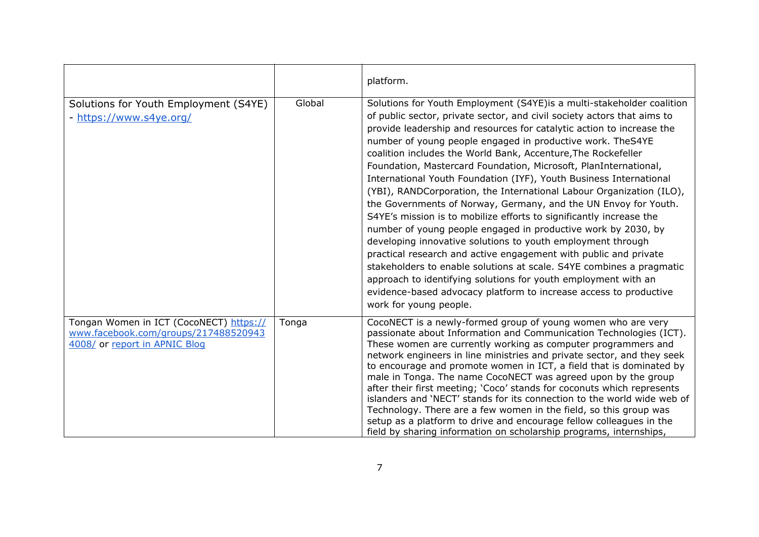| | | |
|---|---|---|
| | | platform. |
| Solutions for Youth Employment (S4YE) - [https://www.s4ye.org/](https://www.s4ye.org/) | Global | Solutions for Youth Employment (S4YE)is a multi-stakeholder coalition of public sector, private sector, and civil society actors that aims to provide leadership and resources for catalytic action to increase the number of young people engaged in productive work. TheS4YE coalition includes the World Bank, Accenture,The Rockefeller Foundation, Mastercard Foundation, Microsoft, PlanInternational, International Youth Foundation (IYF), Youth Business International (YBI), RANDCorporation, the International Labour Organization (ILO), the Governments of Norway, Germany, and the UN Envoy for Youth. S4YE's mission is to mobilize efforts to significantly increase the number of young people engaged in productive work by 2030, by developing innovative solutions to youth employment through practical research and active engagement with public and private stakeholders to enable solutions at scale. S4YE combines a pragmatic approach to identifying solutions for youth employment with an evidence-based advocacy platform to increase access to productive work for young people. |
| Tongan Women in ICT (CocoNECT) [https://www.facebook.com/groups/2174885209434008/](https://www.facebook.com/groups/2174885209434008/) or report in APNIC Blog | Tonga | CocoNECT is a newly-formed group of young women who are very passionate about Information and Communication Technologies (ICT). These women are currently working as computer programmers and network engineers in line ministries and private sector, and they seek to encourage and promote women in ICT, a field that is dominated by male in Tonga. The name CocoNECT was agreed upon by the group after their first meeting; 'Coco' stands for coconuts which represents islanders and 'NECT' stands for its connection to the world wide web of Technology. There are a few women in the field, so this group was setup as a platform to drive and encourage fellow colleagues in the field by sharing information on scholarship programs, internships, |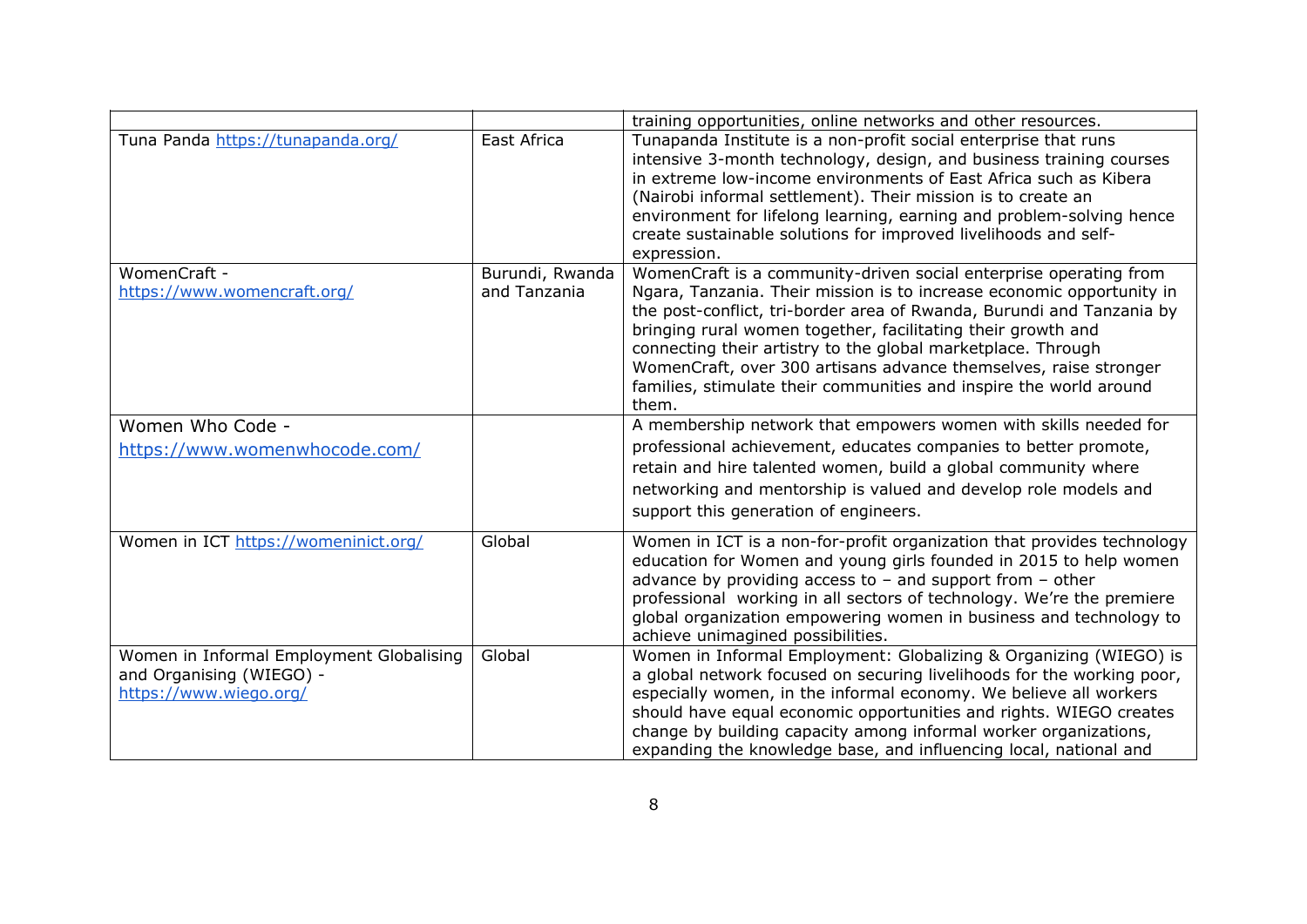| | | |
|---|---|---|
| | | training opportunities, online networks and other resources. |
| Tuna Panda https://tunapanda.org/ | East Africa | Tunapanda Institute is a non-profit social enterprise that runs intensive 3-month technology, design, and business training courses in extreme low-income environments of East Africa such as Kibera (Nairobi informal settlement). Their mission is to create an environment for lifelong learning, earning and problem-solving hence create sustainable solutions for improved livelihoods and self-expression. |
| WomenCraft - https://www.womencraft.org/ | Burundi, Rwanda and Tanzania | WomenCraft is a community-driven social enterprise operating from Ngara, Tanzania. Their mission is to increase economic opportunity in the post-conflict, tri-border area of Rwanda, Burundi and Tanzania by bringing rural women together, facilitating their growth and connecting their artistry to the global marketplace. Through WomenCraft, over 300 artisans advance themselves, raise stronger families, stimulate their communities and inspire the world around them. |
| Women Who Code - https://www.womenwhocode.com/ | | A membership network that empowers women with skills needed for professional achievement, educates companies to better promote, retain and hire talented women, build a global community where networking and mentorship is valued and develop role models and support this generation of engineers. |
| Women in ICT https://womeninict.org/ | Global | Women in ICT is a non-for-profit organization that provides technology education for Women and young girls founded in 2015 to help women advance by providing access to – and support from – other professional working in all sectors of technology. We're the premiere global organization empowering women in business and technology to achieve unimagined possibilities. |
| Women in Informal Employment Globalising and Organising (WIEGO) - https://www.wiego.org/ | Global | Women in Informal Employment: Globalizing & Organizing (WIEGO) is a global network focused on securing livelihoods for the working poor, especially women, in the informal economy. We believe all workers should have equal economic opportunities and rights. WIEGO creates change by building capacity among informal worker organizations, expanding the knowledge base, and influencing local, national and |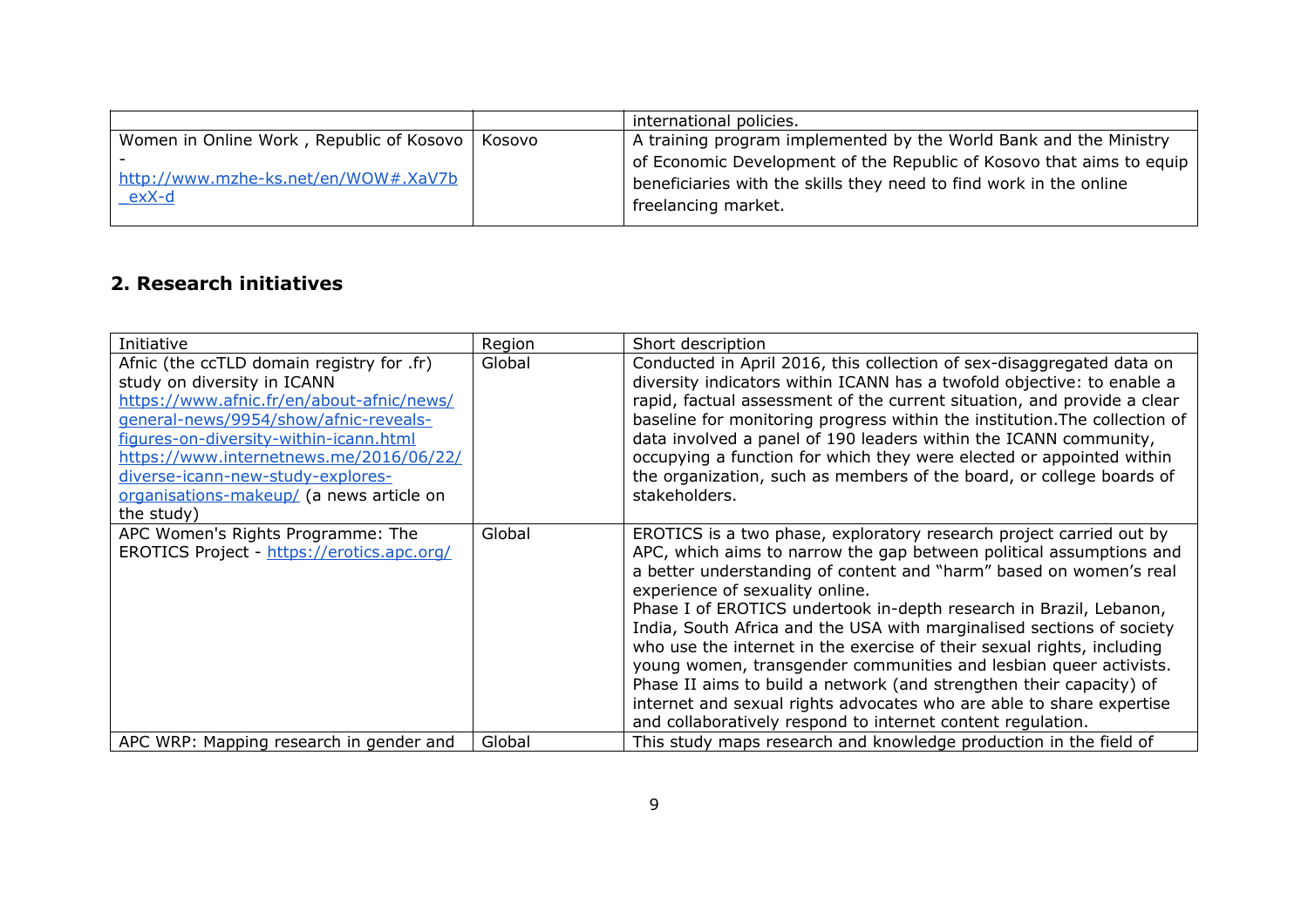|  |  | international policies. |
| --- | --- | --- |
| Women in Online Work , Republic of Kosovo - http://www.mzhe-ks.net/en/WOW#.XaV7b_exX-d | Kosovo | A training program implemented by the World Bank and the Ministry of Economic Development of the Republic of Kosovo that aims to equip beneficiaries with the skills they need to find work in the online freelancing market. |

## 2. Research initiatives

| Initiative | Region | Short description |
| --- | --- | --- |
| Afnic (the ccTLD domain registry for .fr) study on diversity in ICANN https://www.afnic.fr/en/about-afnic/news/general-news/9954/show/afnic-reveals-figures-on-diversity-within-icann.html https://www.internetnews.me/2016/06/22/diverse-icann-new-study-explores-organisations-makeup/ (a news article on the study) | Global | Conducted in April 2016, this collection of sex-disaggregated data on diversity indicators within ICANN has a twofold objective: to enable a rapid, factual assessment of the current situation, and provide a clear baseline for monitoring progress within the institution.The collection of data involved a panel of 190 leaders within the ICANN community, occupying a function for which they were elected or appointed within the organization, such as members of the board, or college boards of stakeholders. |
| APC Women's Rights Programme: The EROTICS Project - https://erotics.apc.org/ | Global | EROTICS is a two phase, exploratory research project carried out by APC, which aims to narrow the gap between political assumptions and a better understanding of content and "harm" based on women's real experience of sexuality online. Phase I of EROTICS undertook in-depth research in Brazil, Lebanon, India, South Africa and the USA with marginalised sections of society who use the internet in the exercise of their sexual rights, including young women, transgender communities and lesbian queer activists. Phase II aims to build a network (and strengthen their capacity) of internet and sexual rights advocates who are able to share expertise and collaboratively respond to internet content regulation. |
| APC WRP: Mapping research in gender and | Global | This study maps research and knowledge production in the field of |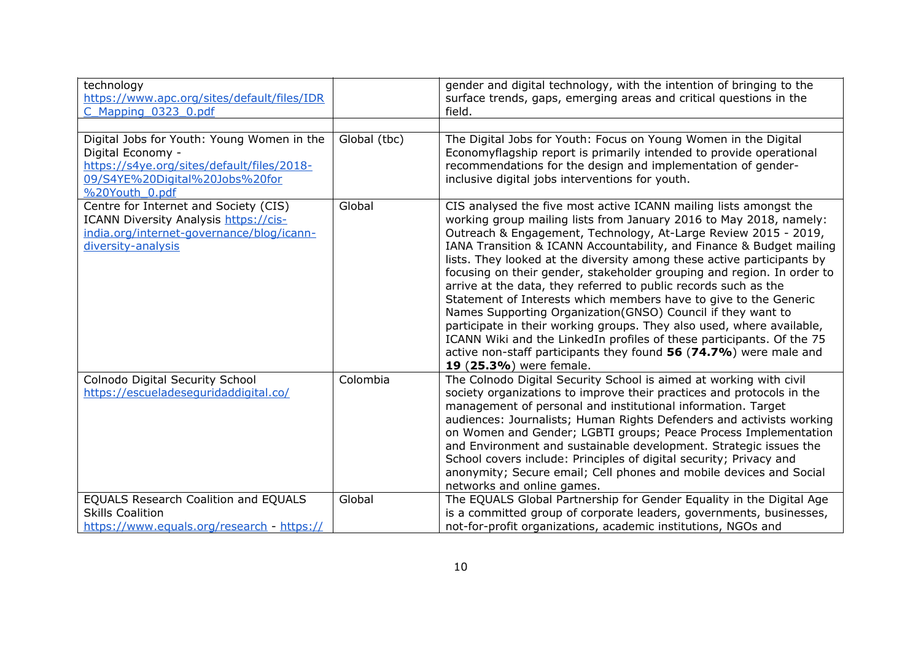| | | |
|---|---|---|
| technology https://www.apc.org/sites/default/files/IDRC_Mapping_0323_0.pdf | | gender and digital technology, with the intention of bringing to the surface trends, gaps, emerging areas and critical questions in the field. |
| | | |
| Digital Jobs for Youth: Young Women in the Digital Economy - https://s4ye.org/sites/default/files/2018-09/S4YE%20Digital%20Jobs%20for%20Youth_0.pdf | Global (tbc) | The Digital Jobs for Youth: Focus on Young Women in the Digital Economyflagship report is primarily intended to provide operational recommendations for the design and implementation of gender-inclusive digital jobs interventions for youth. |
| Centre for Internet and Society (CIS) ICANN Diversity Analysis https://cis-india.org/internet-governance/blog/icann-diversity-analysis | Global | CIS analysed the five most active ICANN mailing lists amongst the working group mailing lists from January 2016 to May 2018, namely: Outreach & Engagement, Technology, At-Large Review 2015 - 2019, IANA Transition & ICANN Accountability, and Finance & Budget mailing lists. They looked at the diversity among these active participants by focusing on their gender, stakeholder grouping and region. In order to arrive at the data, they referred to public records such as the Statement of Interests which members have to give to the Generic Names Supporting Organization(GNSO) Council if they want to participate in their working groups. They also used, where available, ICANN Wiki and the LinkedIn profiles of these participants. Of the 75 active non-staff participants they found **56** (**74.7%**) were male and **19** (**25.3%**) were female. |
| Colnodo Digital Security School https://escueladeseguridaddigital.co/ | Colombia | The Colnodo Digital Security School is aimed at working with civil society organizations to improve their practices and protocols in the management of personal and institutional information. Target audiences: Journalists; Human Rights Defenders and activists working on Women and Gender; LGBTI groups; Peace Process Implementation and Environment and sustainable development. Strategic issues the School covers include: Principles of digital security; Privacy and anonymity; Secure email; Cell phones and mobile devices and Social networks and online games. |
| EQUALS Research Coalition and EQUALS Skills Coalition https://www.equals.org/research - https:// | Global | The EQUALS Global Partnership for Gender Equality in the Digital Age is a committed group of corporate leaders, governments, businesses, not-for-profit organizations, academic institutions, NGOs and |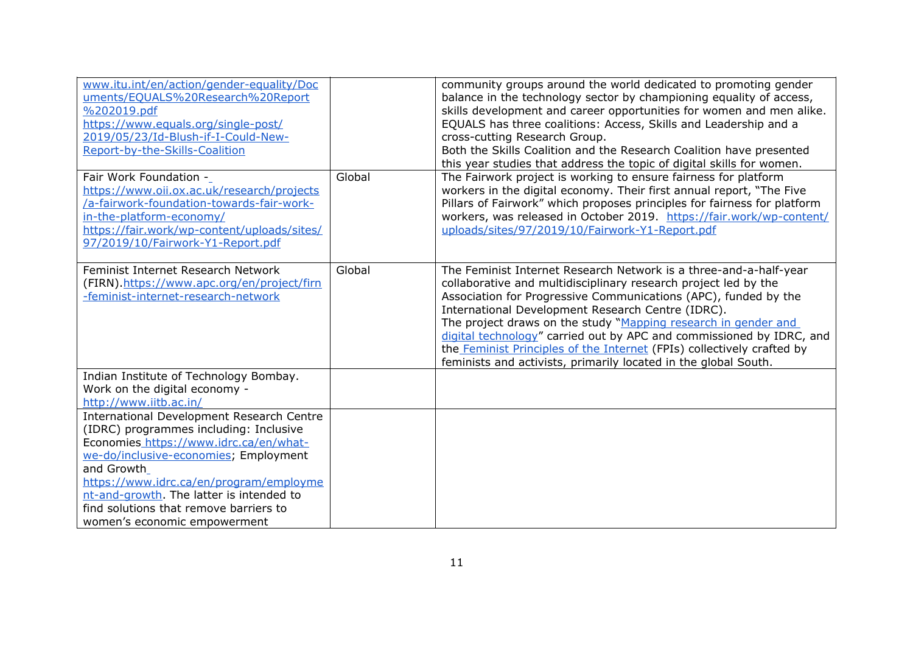| | | |
|---|---|---|
| www.itu.int/en/action/gender-equality/Documents/EQUALS%20Research%20Report%202019.pdf https://www.equals.org/single-post/2019/05/23/Id-Blush-if-I-Could-New-Report-by-the-Skills-Coalition | | community groups around the world dedicated to promoting gender balance in the technology sector by championing equality of access, skills development and career opportunities for women and men alike. EQUALS has three coalitions: Access, Skills and Leadership and a cross-cutting Research Group. Both the Skills Coalition and the Research Coalition have presented this year studies that address the topic of digital skills for women. |
| Fair Work Foundation - https://www.oii.ox.ac.uk/research/projects/a-fairwork-foundation-towards-fair-work-in-the-platform-economy/ https://fair.work/wp-content/uploads/sites/97/2019/10/Fairwork-Y1-Report.pdf | Global | The Fairwork project is working to ensure fairness for platform workers in the digital economy. Their first annual report, "The Five Pillars of Fairwork" which proposes principles for fairness for platform workers, was released in October 2019. https://fair.work/wp-content/uploads/sites/97/2019/10/Fairwork-Y1-Report.pdf |
| Feminist Internet Research Network (FIRN).https://www.apc.org/en/project/firn-feminist-internet-research-network | Global | The Feminist Internet Research Network is a three-and-a-half-year collaborative and multidisciplinary research project led by the Association for Progressive Communications (APC), funded by the International Development Research Centre (IDRC). The project draws on the study "Mapping research in gender and digital technology" carried out by APC and commissioned by IDRC, and the Feminist Principles of the Internet (FPIs) collectively crafted by feminists and activists, primarily located in the global South. |
| Indian Institute of Technology Bombay. Work on the digital economy - http://www.iitb.ac.in/ | | |
| International Development Research Centre (IDRC) programmes including: Inclusive Economies https://www.idrc.ca/en/what-we-do/inclusive-economies; Employment and Growth https://www.idrc.ca/en/program/employment-and-growth. The latter is intended to find solutions that remove barriers to women's economic empowerment | | |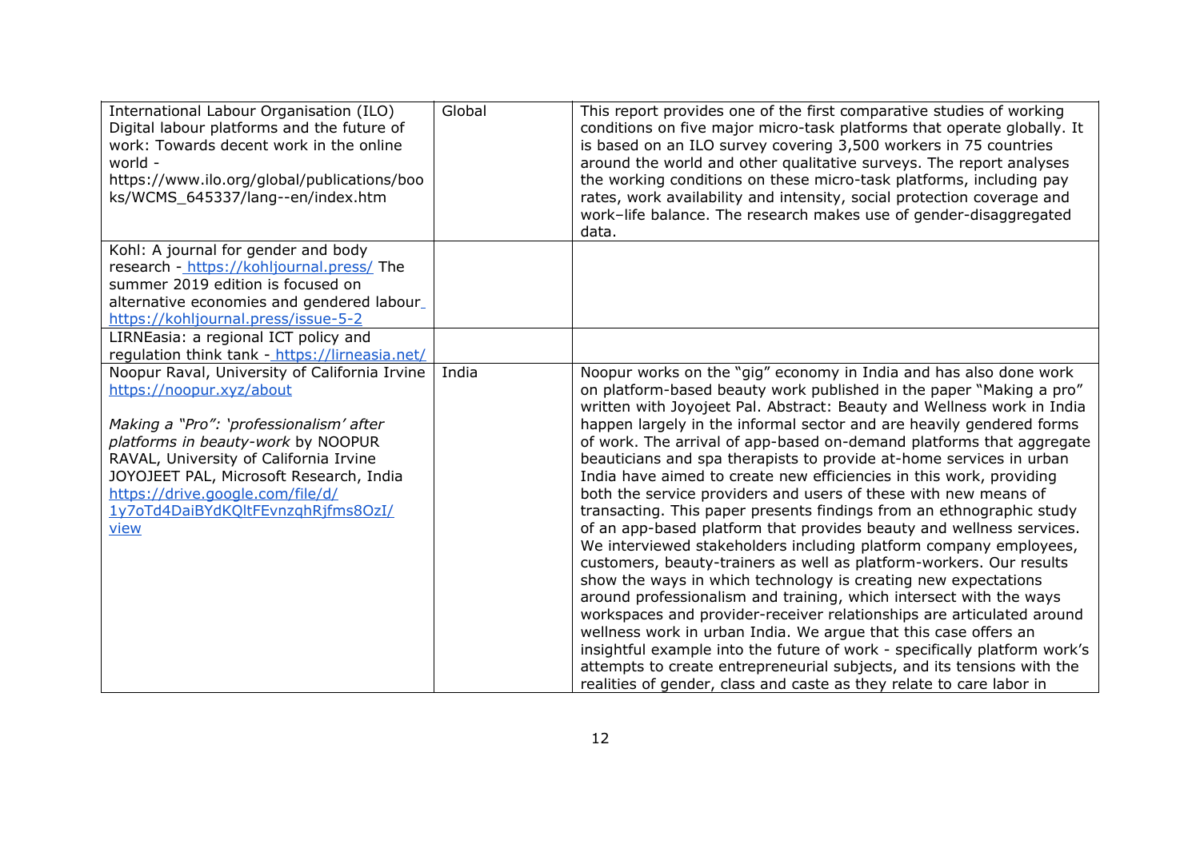| | | |
|---|---|---|
| International Labour Organisation (ILO) Digital labour platforms and the future of work: Towards decent work in the online world - https://www.ilo.org/global/publications/books/WCMS_645337/lang--en/index.htm | Global | This report provides one of the first comparative studies of working conditions on five major micro-task platforms that operate globally. It is based on an ILO survey covering 3,500 workers in 75 countries around the world and other qualitative surveys. The report analyses the working conditions on these micro-task platforms, including pay rates, work availability and intensity, social protection coverage and work–life balance. The research makes use of gender-disaggregated data. |
| Kohl: A journal for gender and body research - https://kohljournal.press/ The summer 2019 edition is focused on alternative economies and gendered labour https://kohljournal.press/issue-5-2 | | |
| LIRNEasia: a regional ICT policy and regulation think tank - https://lirneasia.net/ | | |
| Noopur Raval, University of California Irvine https://noopur.xyz/about <br><br> *Making a "Pro": 'professionalism' after platforms in beauty-work* by NOOPUR RAVAL, University of California Irvine JOYOJEET PAL, Microsoft Research, India https://drive.google.com/file/d/1y7oTd4DaiBYdKQltFEvnzqhRjfms8OzI/view | India | Noopur works on the "gig" economy in India and has also done work on platform-based beauty work published in the paper "Making a pro" written with Joyojeet Pal. Abstract: Beauty and Wellness work in India happen largely in the informal sector and are heavily gendered forms of work. The arrival of app-based on-demand platforms that aggregate beauticians and spa therapists to provide at-home services in urban India have aimed to create new efficiencies in this work, providing both the service providers and users of these with new means of transacting. This paper presents findings from an ethnographic study of an app-based platform that provides beauty and wellness services. We interviewed stakeholders including platform company employees, customers, beauty-trainers as well as platform-workers. Our results show the ways in which technology is creating new expectations around professionalism and training, which intersect with the ways workspaces and provider-receiver relationships are articulated around wellness work in urban India. We argue that this case offers an insightful example into the future of work - specifically platform work's attempts to create entrepreneurial subjects, and its tensions with the realities of gender, class and caste as they relate to care labor in |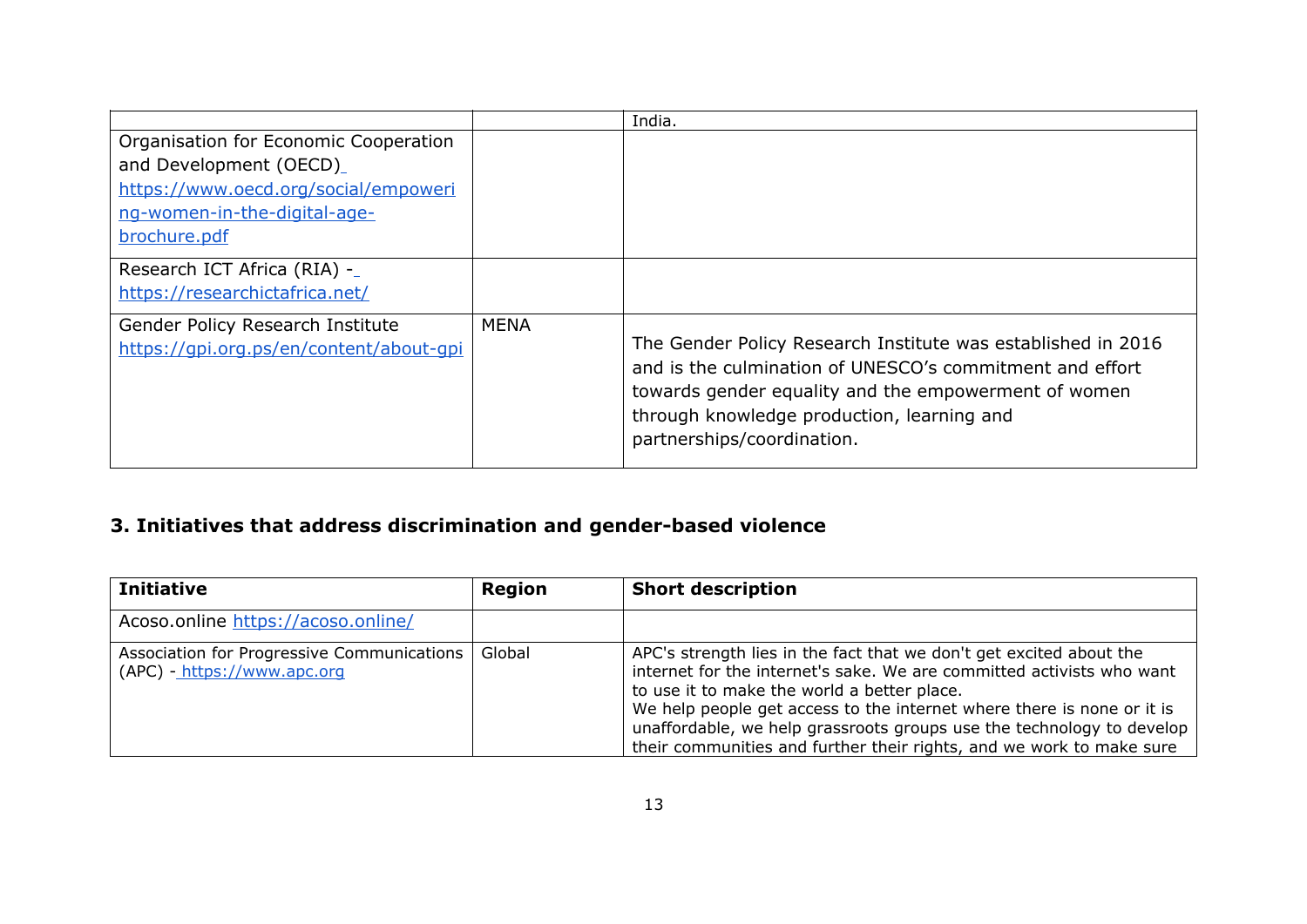| | | |
|---|---|---|
| | | India. |
| Organisation for Economic Cooperation and Development (OECD) https://www.oecd.org/social/empowering-women-in-the-digital-age-brochure.pdf | | |
| Research ICT Africa (RIA) - https://researchictafrica.net/ | | |
| Gender Policy Research Institute https://gpi.org.ps/en/content/about-gpi | MENA | The Gender Policy Research Institute was established in 2016 and is the culmination of UNESCO's commitment and effort towards gender equality and the empowerment of women through knowledge production, learning and partnerships/coordination. |

## 3. Initiatives that address discrimination and gender-based violence

| Initiative | Region | Short description |
|---|---|---|
| Acoso.online https://acoso.online/ | | |
| Association for Progressive Communications (APC) - https://www.apc.org | Global | APC's strength lies in the fact that we don't get excited about the internet for the internet's sake. We are committed activists who want to use it to make the world a better place. We help people get access to the internet where there is none or it is unaffordable, we help grassroots groups use the technology to develop their communities and further their rights, and we work to make sure |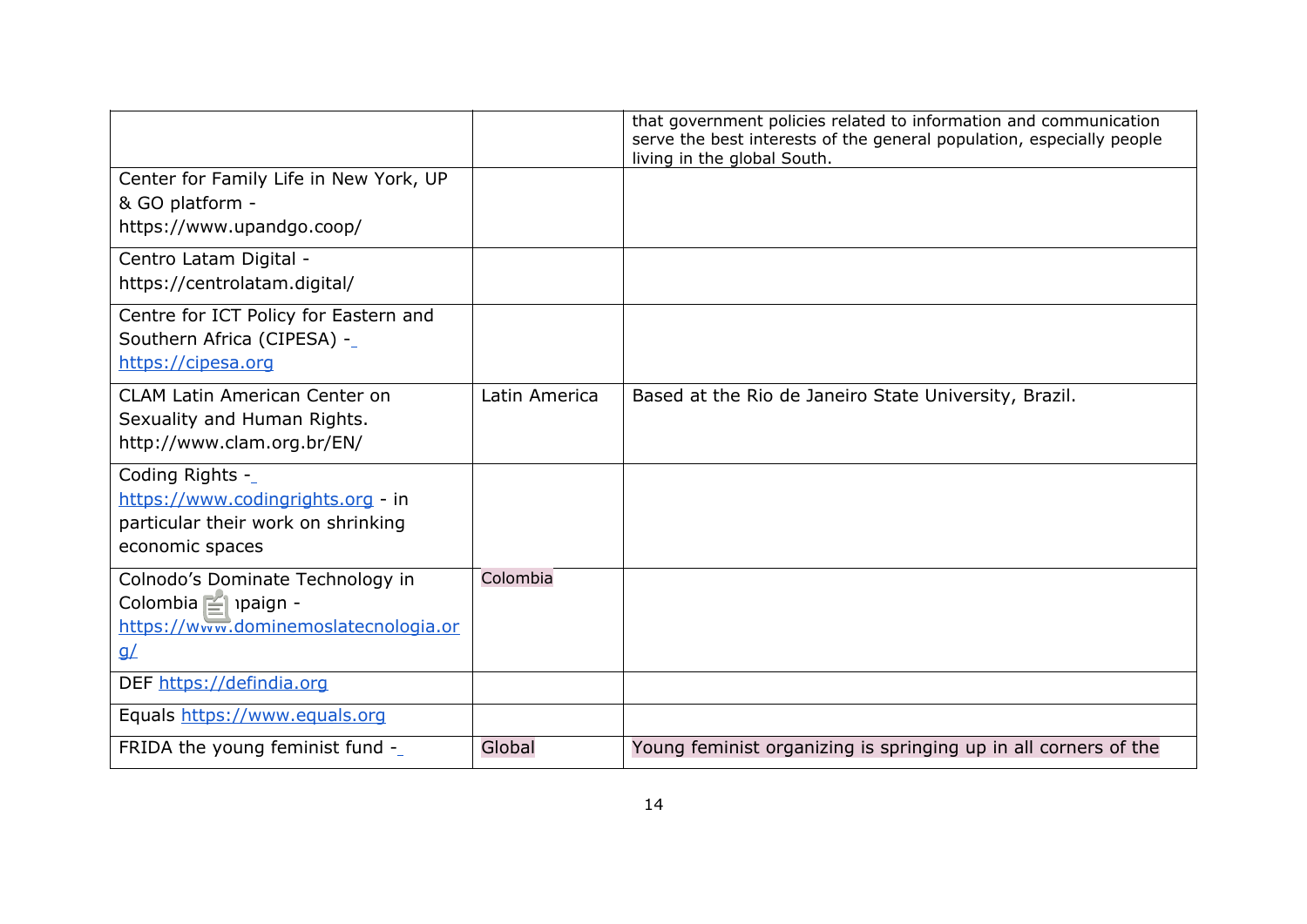| | | |
|---|---|---|
| | | that government policies related to information and communication serve the best interests of the general population, especially people living in the global South. |
| Center for Family Life in New York, UP & GO platform - https://www.upandgo.coop/ | | |
| Centro Latam Digital - https://centrolatam.digital/ | | |
| Centre for ICT Policy for Eastern and Southern Africa (CIPESA) - https://cipesa.org | | |
| CLAM Latin American Center on Sexuality and Human Rights. http://www.clam.org.br/EN/ | Latin America | Based at the Rio de Janeiro State University, Brazil. |
| Coding Rights - https://www.codingrights.org - in particular their work on shrinking economic spaces | | |
| Colnodo's Dominate Technology in Colombia campaign - https://www.dominemoslatecnologia.org/ | Colombia | |
| DEF https://defindia.org | | |
| Equals https://www.equals.org | | |
| FRIDA the young feminist fund - | Global | Young feminist organizing is springing up in all corners of the |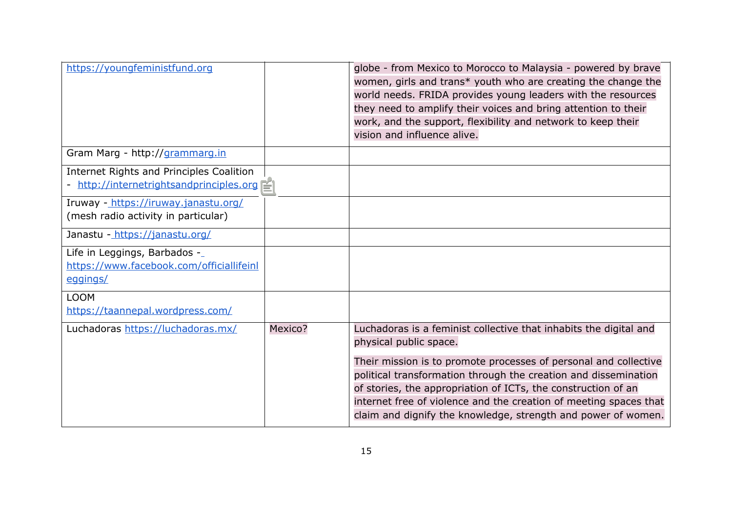| | | |
|---|---|---|
| https://youngfeministfund.org | | globe - from Mexico to Morocco to Malaysia - powered by brave women, girls and trans* youth who are creating the change the world needs. FRIDA provides young leaders with the resources they need to amplify their voices and bring attention to their work, and the support, flexibility and network to keep their vision and influence alive. |
| Gram Marg - http://grammarg.in | | |
| Internet Rights and Principles Coalition - http://internetrightsandprinciples.org | | |
| Iruway - https://iruway.janastu.org/ (mesh radio activity in particular) | | |
| Janastu - https://janastu.org/ | | |
| Life in Leggings, Barbados - https://www.facebook.com/officiallifeinleggings/ | | |
| LOOM https://taannepal.wordpress.com/ | | |
| Luchadoras https://luchadoras.mx/ | Mexico? | Luchadoras is a feminist collective that inhabits the digital and physical public space.<br><br>Their mission is to promote processes of personal and collective political transformation through the creation and dissemination of stories, the appropriation of ICTs, the construction of an internet free of violence and the creation of meeting spaces that claim and dignify the knowledge, strength and power of women. |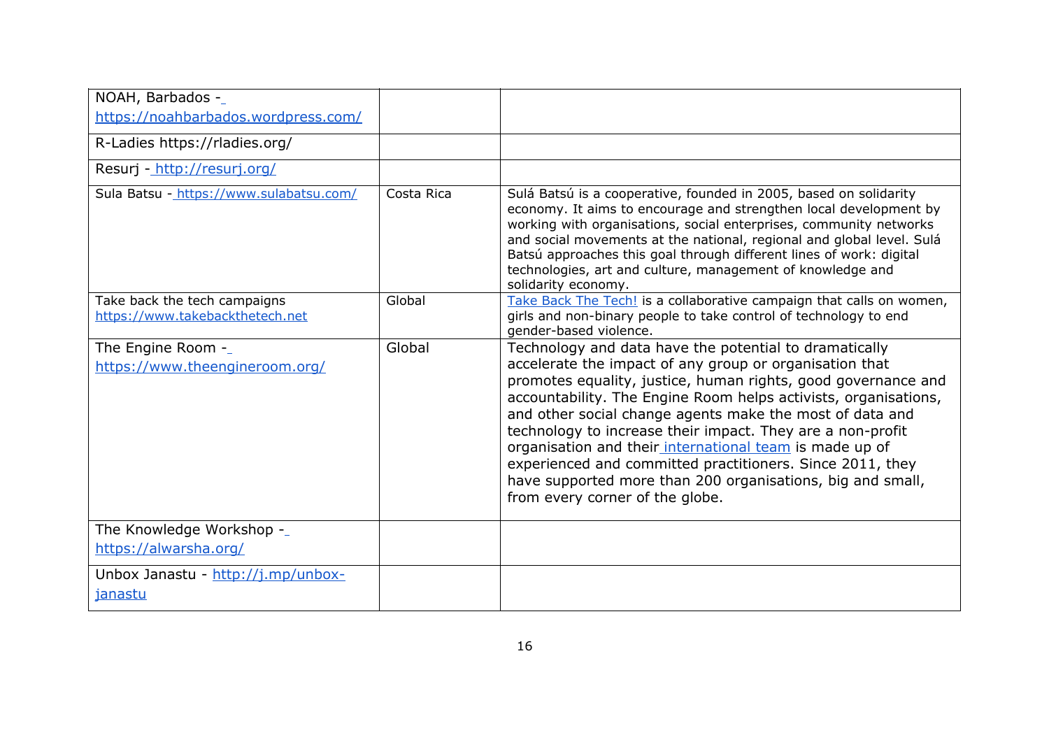| | | |
|---|---|---|
| NOAH, Barbados - https://noahbarbados.wordpress.com/ | | |
| R-Ladies https://rladies.org/ | | |
| Resurj - http://resurj.org/ | | |
| Sula Batsu - https://www.sulabatsu.com/ | Costa Rica | Sulá Batsú is a cooperative, founded in 2005, based on solidarity economy. It aims to encourage and strengthen local development by working with organisations, social enterprises, community networks and social movements at the national, regional and global level. Sulá Batsú approaches this goal through different lines of work: digital technologies, art and culture, management of knowledge and solidarity economy. |
| Take back the tech campaigns https://www.takebackthetech.net | Global | Take Back The Tech! is a collaborative campaign that calls on women, girls and non-binary people to take control of technology to end gender-based violence. |
| The Engine Room - https://www.theengineroom.org/ | Global | Technology and data have the potential to dramatically accelerate the impact of any group or organisation that promotes equality, justice, human rights, good governance and accountability. The Engine Room helps activists, organisations, and other social change agents make the most of data and technology to increase their impact. They are a non-profit organisation and their international team is made up of experienced and committed practitioners. Since 2011, they have supported more than 200 organisations, big and small, from every corner of the globe. |
| The Knowledge Workshop - https://alwarsha.org/ | | |
| Unbox Janastu - http://j.mp/unbox-janastu | | |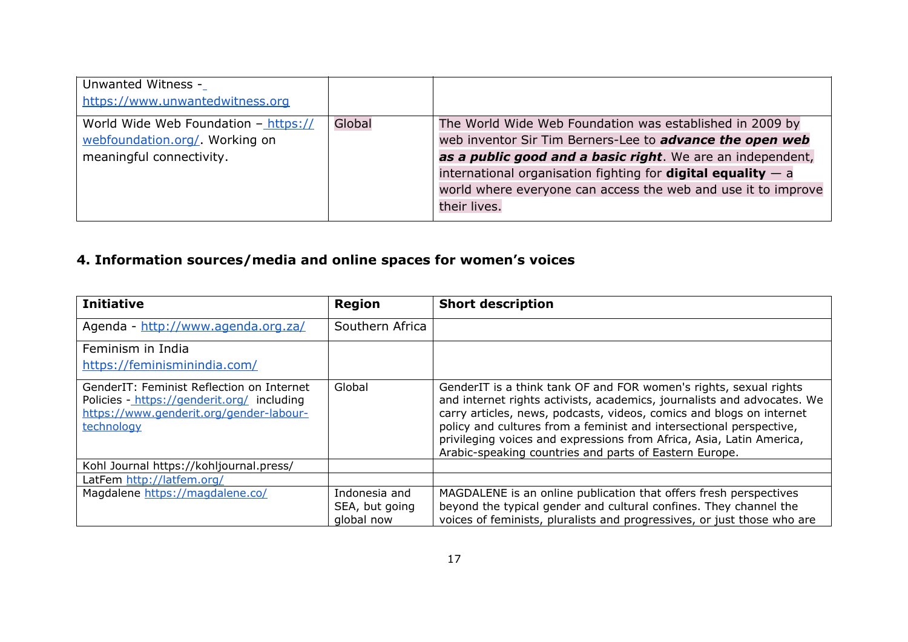| | | |
|---|---|---|
| Unwanted Witness - https://www.unwantedwitness.org | | |
| World Wide Web Foundation – https://webfoundation.org/. Working on meaningful connectivity. | Global | The World Wide Web Foundation was established in 2009 by web inventor Sir Tim Berners-Lee to ***advance the open web as a public good and a basic right***. We are an independent, international organisation fighting for **digital equality** — a world where everyone can access the web and use it to improve their lives. |

## 4. Information sources/media and online spaces for women's voices

| Initiative | Region | Short description |
|---|---|---|
| Agenda - http://www.agenda.org.za/ | Southern Africa | |
| Feminism in India https://feminisminindia.com/ | | |
| GenderIT: Feminist Reflection on Internet Policies - https://genderit.org/ including https://www.genderit.org/gender-labour-technology | Global | GenderIT is a think tank OF and FOR women's rights, sexual rights and internet rights activists, academics, journalists and advocates. We carry articles, news, podcasts, videos, comics and blogs on internet policy and cultures from a feminist and intersectional perspective, privileging voices and expressions from Africa, Asia, Latin America, Arabic-speaking countries and parts of Eastern Europe. |
| Kohl Journal https://kohljournal.press/ | | |
| LatFem http://latfem.org/ | | |
| Magdalene https://magdalene.co/ | Indonesia and SEA, but going global now | MAGDALENE is an online publication that offers fresh perspectives beyond the typical gender and cultural confines. They channel the voices of feminists, pluralists and progressives, or just those who are |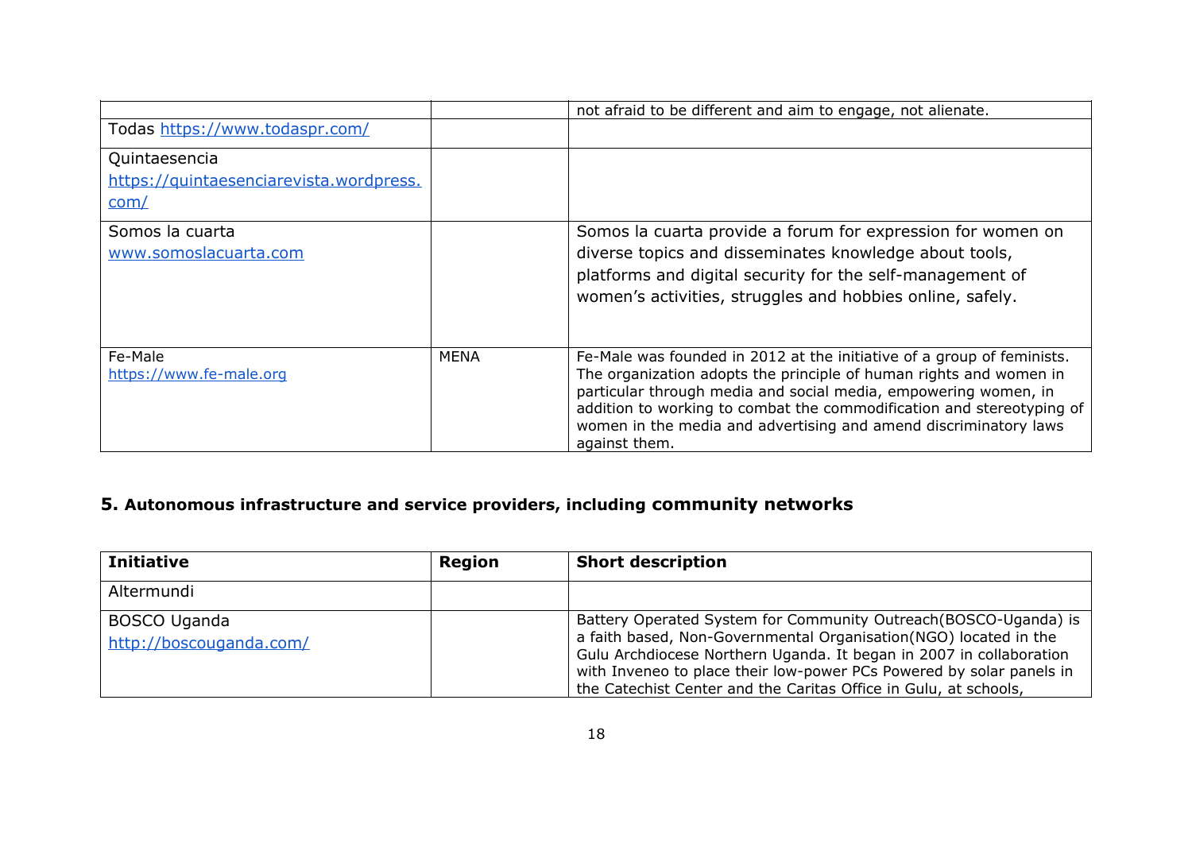| | | |
|---|---|---|
| | | not afraid to be different and aim to engage, not alienate. |
| Todas https://www.todaspr.com/ | | |
| Quintaesencia https://quintaesenciarevista.wordpress.com/ | | |
| Somos la cuarta www.somoslacuarta.com | | Somos la cuarta provide a forum for expression for women on diverse topics and disseminates knowledge about tools, platforms and digital security for the self-management of women's activities, struggles and hobbies online, safely. |
| Fe-Male https://www.fe-male.org | MENA | Fe-Male was founded in 2012 at the initiative of a group of feminists. The organization adopts the principle of human rights and women in particular through media and social media, empowering women, in addition to working to combat the commodification and stereotyping of women in the media and advertising and amend discriminatory laws against them. |

## 5. Autonomous infrastructure and service providers, including community networks

| Initiative | Region | Short description |
|---|---|---|
| Altermundi | | |
| BOSCO Uganda http://boscouganda.com/ | | Battery Operated System for Community Outreach(BOSCO-Uganda) is a faith based, Non-Governmental Organisation(NGO) located in the Gulu Archdiocese Northern Uganda. It began in 2007 in collaboration with Inveneo to place their low-power PCs Powered by solar panels in the Catechist Center and the Caritas Office in Gulu, at schools, |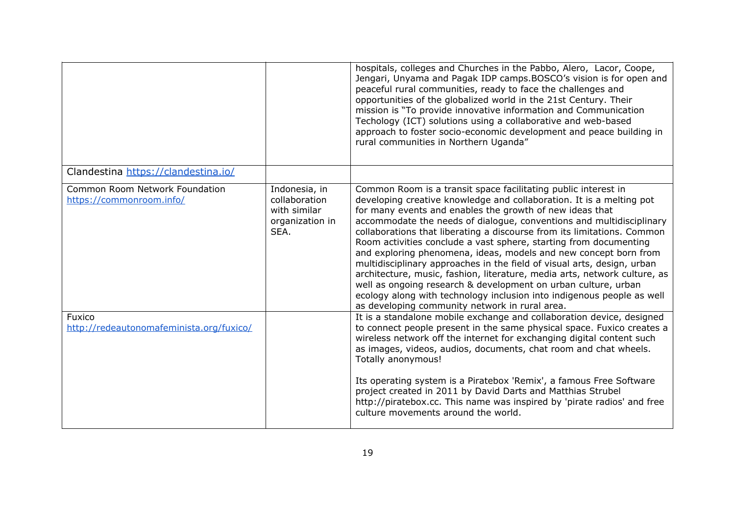| | | |
|---|---|---|
| | | hospitals, colleges and Churches in the Pabbo, Alero, Lacor, Coope, Jengari, Unyama and Pagak IDP camps.BOSCO's vision is for open and peaceful rural communities, ready to face the challenges and opportunities of the globalized world in the 21st Century. Their mission is "To provide innovative information and Communication Techology (ICT) solutions using a collaborative and web-based approach to foster socio-economic development and peace building in rural communities in Northern Uganda" |
| Clandestina https://clandestina.io/ | | |
| Common Room Network Foundation https://commonroom.info/ | Indonesia, in collaboration with similar organization in SEA. | Common Room is a transit space facilitating public interest in developing creative knowledge and collaboration. It is a melting pot for many events and enables the growth of new ideas that accommodate the needs of dialogue, conventions and multidisciplinary collaborations that liberating a discourse from its limitations. Common Room activities conclude a vast sphere, starting from documenting and exploring phenomena, ideas, models and new concept born from multidisciplinary approaches in the field of visual arts, design, urban architecture, music, fashion, literature, media arts, network culture, as well as ongoing research & development on urban culture, urban ecology along with technology inclusion into indigenous people as well as developing community network in rural area. |
| Fuxico http://redeautonomafeminista.org/fuxico/ | | It is a standalone mobile exchange and collaboration device, designed to connect people present in the same physical space. Fuxico creates a wireless network off the internet for exchanging digital content such as images, videos, audios, documents, chat room and chat wheels. Totally anonymous!<br><br>Its operating system is a Piratebox 'Remix', a famous Free Software project created in 2011 by David Darts and Matthias Strubel http://piratebox.cc. This name was inspired by 'pirate radios' and free culture movements around the world. |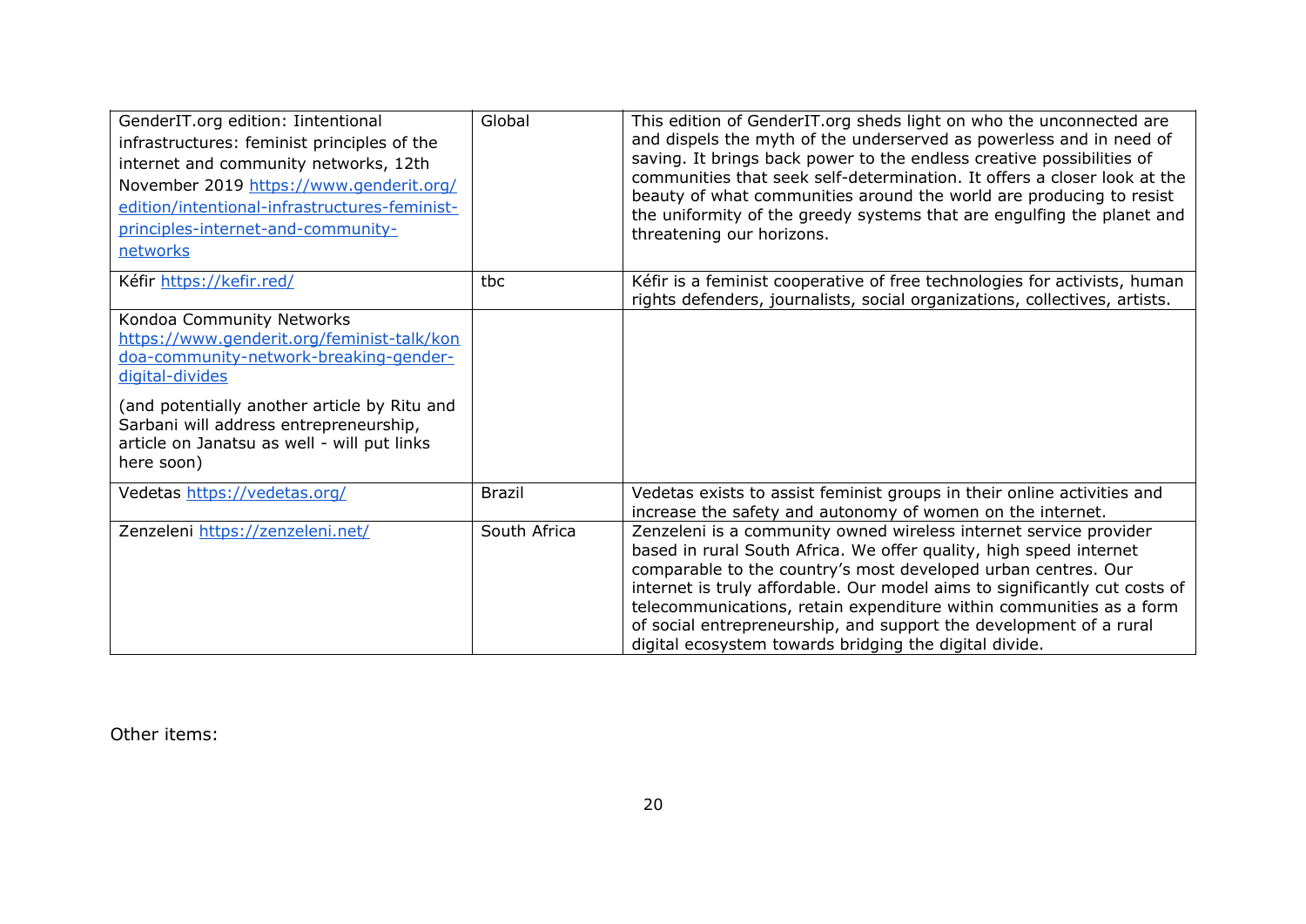| | | |
|---|---|---|
| GenderIT.org edition: Iintentional infrastructures: feminist principles of the internet and community networks, 12th November 2019 https://www.genderit.org/edition/intentional-infrastructures-feminist-principles-internet-and-community-networks | Global | This edition of GenderIT.org sheds light on who the unconnected are and dispels the myth of the underserved as powerless and in need of saving. It brings back power to the endless creative possibilities of communities that seek self-determination. It offers a closer look at the beauty of what communities around the world are producing to resist the uniformity of the greedy systems that are engulfing the planet and threatening our horizons. |
| Kéfir https://kefir.red/ | tbc | Kéfir is a feminist cooperative of free technologies for activists, human rights defenders, journalists, social organizations, collectives, artists. |
| Kondoa Community Networks https://www.genderit.org/feminist-talk/kondoa-community-network-breaking-gender-digital-divides<br><br>(and potentially another article by Ritu and Sarbani will address entrepreneurship, article on Janatsu as well - will put links here soon) | | |
| Vedetas https://vedetas.org/ | Brazil | Vedetas exists to assist feminist groups in their online activities and increase the safety and autonomy of women on the internet. |
| Zenzeleni https://zenzeleni.net/ | South Africa | Zenzeleni is a community owned wireless internet service provider based in rural South Africa. We offer quality, high speed internet comparable to the country's most developed urban centres. Our internet is truly affordable. Our model aims to significantly cut costs of telecommunications, retain expenditure within communities as a form of social entrepreneurship, and support the development of a rural digital ecosystem towards bridging the digital divide. |

Other items: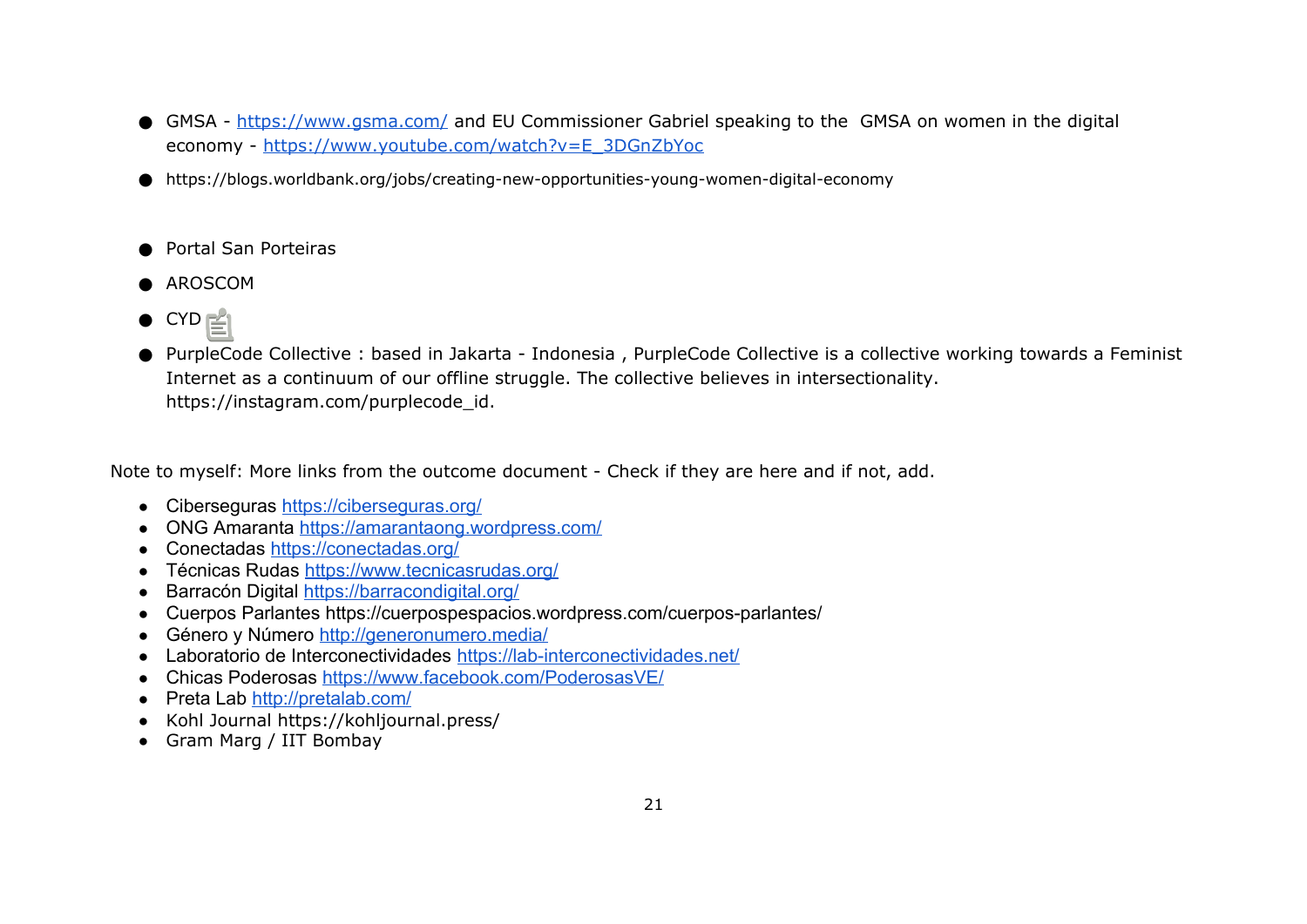- GMSA - [https://www.gsma.com/](https://www.gsma.com/) and EU Commissioner Gabriel speaking to the GMSA on women in the digital economy - [https://www.youtube.com/watch?v=E_3DGnZbYoc](https://www.youtube.com/watch?v=E_3DGnZbYoc)
- https://blogs.worldbank.org/jobs/creating-new-opportunities-young-women-digital-economy
- Portal San Porteiras
- AROSCOM
- CYD
- PurpleCode Collective : based in Jakarta - Indonesia , PurpleCode Collective is a collective working towards a Feminist Internet as a continuum of our offline struggle. The collective believes in intersectionality. https://instagram.com/purplecode_id.

Note to myself: More links from the outcome document - Check if they are here and if not, add.

- Ciberseguras [https://ciberseguras.org/](https://ciberseguras.org/)
- ONG Amaranta [https://amarantaong.wordpress.com/](https://amarantaong.wordpress.com/)
- Conectadas [https://conectadas.org/](https://conectadas.org/)
- Técnicas Rudas [https://www.tecnicasrudas.org/](https://www.tecnicasrudas.org/)
- Barracón Digital [https://barracondigital.org/](https://barracondigital.org/)
- Cuerpos Parlantes https://cuerpospespacios.wordpress.com/cuerpos-parlantes/
- Género y Número [http://generonumero.media/](http://generonumero.media/)
- Laboratorio de Interconectividades [https://lab-interconectividades.net/](https://lab-interconectividades.net/)
- Chicas Poderosas [https://www.facebook.com/PoderosasVE/](https://www.facebook.com/PoderosasVE/)
- Preta Lab [http://pretalab.com/](http://pretalab.com/)
- Kohl Journal https://kohljournal.press/
- Gram Marg / IIT Bombay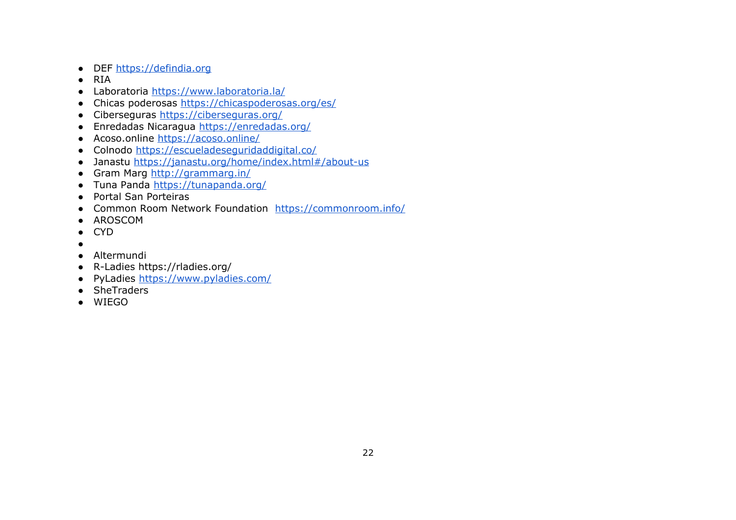- DEF https://defindia.org
- RIA
- Laboratoria https://www.laboratoria.la/
- Chicas poderosas https://chicaspoderosas.org/es/
- Ciberseguras https://ciberseguras.org/
- Enredadas Nicaragua https://enredadas.org/
- Acoso.online https://acoso.online/
- Colnodo https://escueladeseguridaddigital.co/
- Janastu https://janastu.org/home/index.html#/about-us
- Gram Marg http://grammarg.in/
- Tuna Panda https://tunapanda.org/
- Portal San Porteiras
- Common Room Network Foundation https://commonroom.info/
- AROSCOM
- CYD
- 
- Altermundi
- R-Ladies https://rladies.org/
- PyLadies https://www.pyladies.com/
- SheTraders
- WIEGO